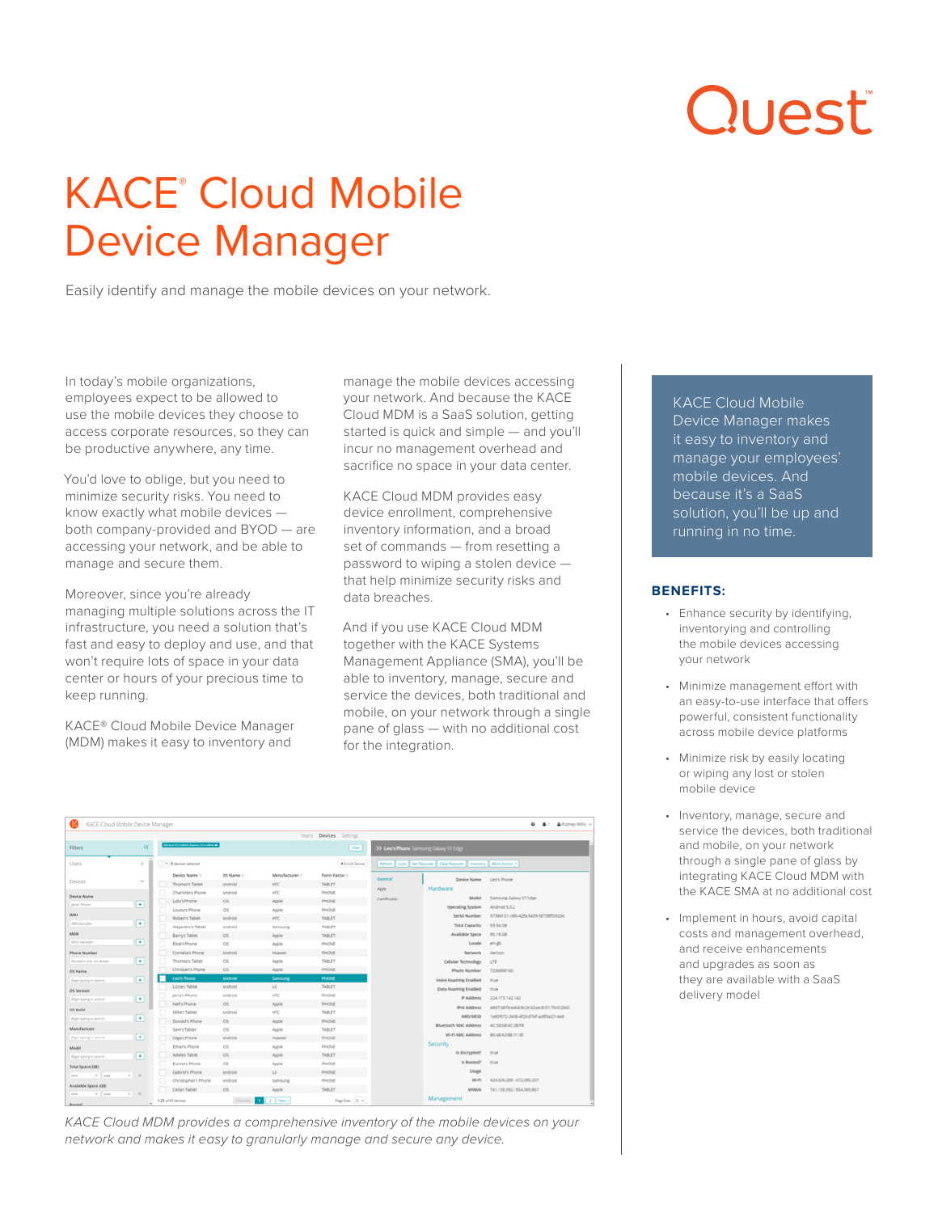# KACE® Cloud Mobile Device Manager

Easily identify and manage the mobile devices on your network.

In today's mobile organizations, employees expect to be allowed to use the mobile devices they choose to access corporate resources, so they can be productive anywhere, any time.

You'd love to oblige, but you need to minimize security risks. You need to know exactly what mobile devices — both company-provided and BYOD — are accessing your network, and be able to manage and secure them.

Moreover, since you're already managing multiple solutions across the IT infrastructure, you need a solution that's fast and easy to deploy and use, and that won't require lots of space in your data center or hours of your precious time to keep running.

KACE® Cloud Mobile Device Manager (MDM) makes it easy to inventory and manage the mobile devices accessing your network. And because the KACE Cloud MDM is a SaaS solution, getting started is quick and simple — and you'll incur no management overhead and sacrifice no space in your data center.

KACE Cloud MDM provides easy device enrollment, comprehensive inventory information, and a broad set of commands — from resetting a password to wiping a stolen device — that help minimize security risks and data breaches.

And if you use KACE Cloud MDM together with the KACE Systems Management Appliance (SMA), you'll be able to inventory, manage, secure and service the devices, both traditional and mobile, on your network through a single pane of glass — with no additional cost for the integration.

*KACE Cloud MDM provides a comprehensive inventory of the mobile devices on your network and makes it easy to granularly manage and secure any device.*

KACE Cloud Mobile Device Manager makes it easy to inventory and manage your employees' mobile devices. And because it's a SaaS solution, you'll be up and running in no time.

## BENEFITS:

- Enhance security by identifying, inventorying and controlling the mobile devices accessing your network
- Minimize management effort with an easy-to-use interface that offers powerful, consistent functionality across mobile device platforms
- Minimize risk by easily locating or wiping any lost or stolen mobile device
- Inventory, manage, secure and service the devices, both traditional and mobile, on your network through a single pane of glass by integrating KACE Cloud MDM with the KACE SMA at no additional cost
- Implement in hours, avoid capital costs and management overhead, and receive enhancements and upgrades as soon as they are available with a SaaS delivery model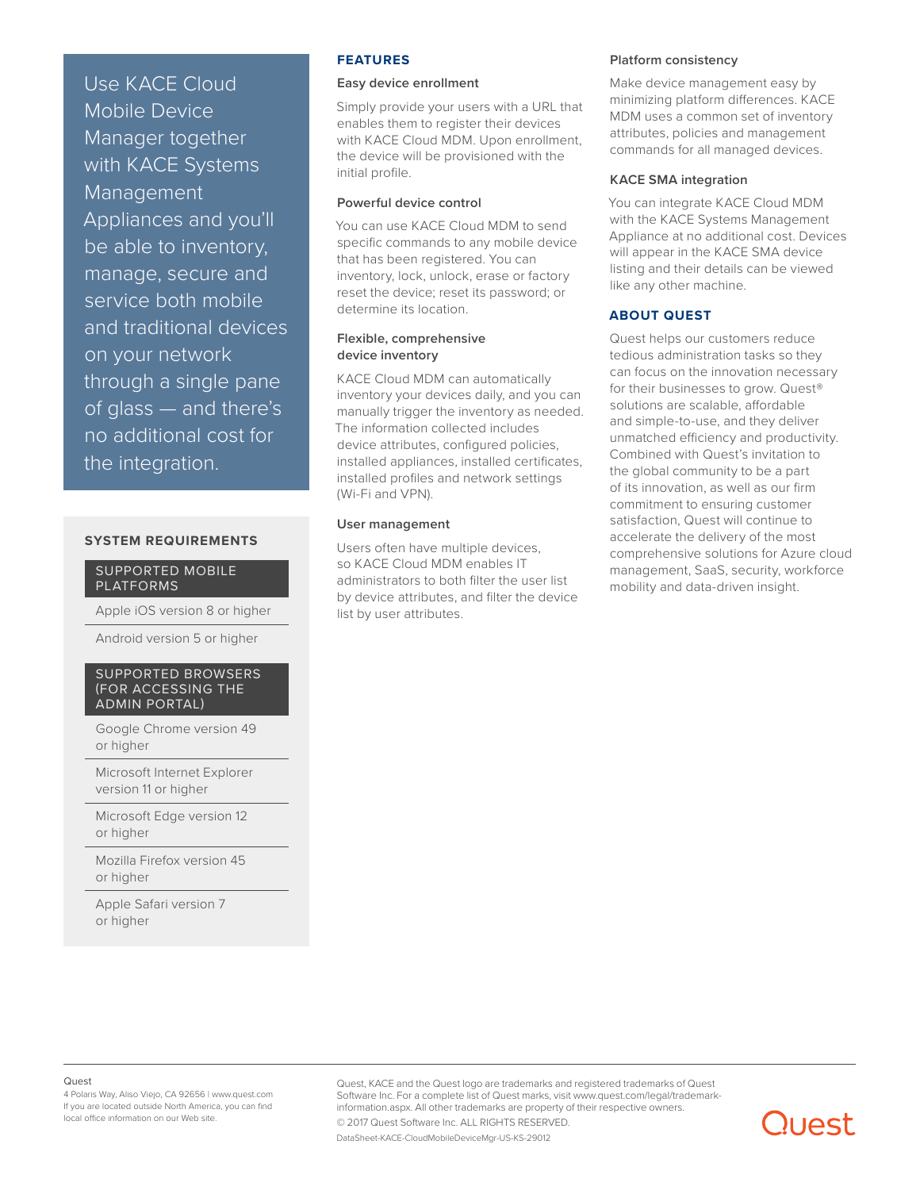Use KACE Cloud Mobile Device Manager together with KACE Systems Management Appliances and you'll be able to inventory, manage, secure and service both mobile and traditional devices on your network through a single pane of glass — and there's no additional cost for the integration.

## SYSTEM REQUIREMENTS

| SUPPORTED MOBILE PLATFORMS |
| --- |
| Apple iOS version 8 or higher |
| Android version 5 or higher |

| SUPPORTED BROWSERS (FOR ACCESSING THE ADMIN PORTAL) |
| --- |
| Google Chrome version 49 or higher |
| Microsoft Internet Explorer version 11 or higher |
| Microsoft Edge version 12 or higher |
| Mozilla Firefox version 45 or higher |
| Apple Safari version 7 or higher |

## FEATURES

### Easy device enrollment

Simply provide your users with a URL that enables them to register their devices with KACE Cloud MDM. Upon enrollment, the device will be provisioned with the initial profile.

### Powerful device control

You can use KACE Cloud MDM to send specific commands to any mobile device that has been registered. You can inventory, lock, unlock, erase or factory reset the device; reset its password; or determine its location.

### Flexible, comprehensive device inventory

KACE Cloud MDM can automatically inventory your devices daily, and you can manually trigger the inventory as needed. The information collected includes device attributes, configured policies, installed appliances, installed certificates, installed profiles and network settings (Wi-Fi and VPN).

### User management

Users often have multiple devices, so KACE Cloud MDM enables IT administrators to both filter the user list by device attributes, and filter the device list by user attributes.

### Platform consistency

Make device management easy by minimizing platform differences. KACE MDM uses a common set of inventory attributes, policies and management commands for all managed devices.

### KACE SMA integration

You can integrate KACE Cloud MDM with the KACE Systems Management Appliance at no additional cost. Devices will appear in the KACE SMA device listing and their details can be viewed like any other machine.

## ABOUT QUEST

Quest helps our customers reduce tedious administration tasks so they can focus on the innovation necessary for their businesses to grow. Quest® solutions are scalable, affordable and simple-to-use, and they deliver unmatched efficiency and productivity. Combined with Quest's invitation to the global community to be a part of its innovation, as well as our firm commitment to ensuring customer satisfaction, Quest will continue to accelerate the delivery of the most comprehensive solutions for Azure cloud management, SaaS, security, workforce mobility and data-driven insight.

Quest
4 Polaris Way, Aliso Viejo, CA 92656 | www.quest.com
If you are located outside North America, you can find local office information on our Web site.

Quest, KACE and the Quest logo are trademarks and registered trademarks of Quest Software Inc. For a complete list of Quest marks, visit www.quest.com/legal/trademark-information.aspx. All other trademarks are property of their respective owners.

© 2017 Quest Software Inc. ALL RIGHTS RESERVED.

DataSheet-KACE-CloudMobileDeviceMgr-US-KS-29012

Quest